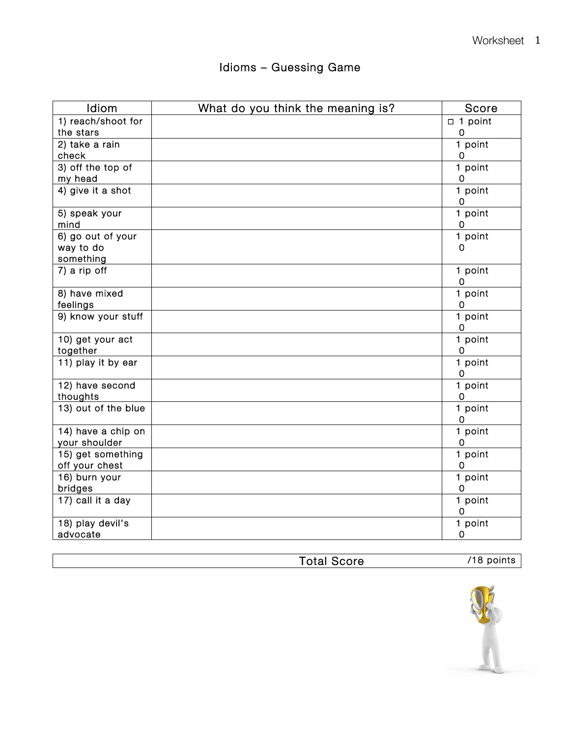# Idioms – Guessing Game

| Idiom | What do you think the meaning is? | Score |
|---|---|---|
| 1) reach/shoot for the stars | | ☐ 1 point<br>0 |
| 2) take a rain check | | 1 point<br>0 |
| 3) off the top of my head | | 1 point<br>0 |
| 4) give it a shot | | 1 point<br>0 |
| 5) speak your mind | | 1 point<br>0 |
| 6) go out of your way to do something | | 1 point<br>0 |
| 7) a rip off | | 1 point<br>0 |
| 8) have mixed feelings | | 1 point<br>0 |
| 9) know your stuff | | 1 point<br>0 |
| 10) get your act together | | 1 point<br>0 |
| 11) play it by ear | | 1 point<br>0 |
| 12) have second thoughts | | 1 point<br>0 |
| 13) out of the blue | | 1 point<br>0 |
| 14) have a chip on your shoulder | | 1 point<br>0 |
| 15) get something off your chest | | 1 point<br>0 |
| 16) burn your bridges | | 1 point<br>0 |
| 17) call it a day | | 1 point<br>0 |
| 18) play devil's advocate | | 1 point<br>0 |

| Total Score | /18 points |
|---|---|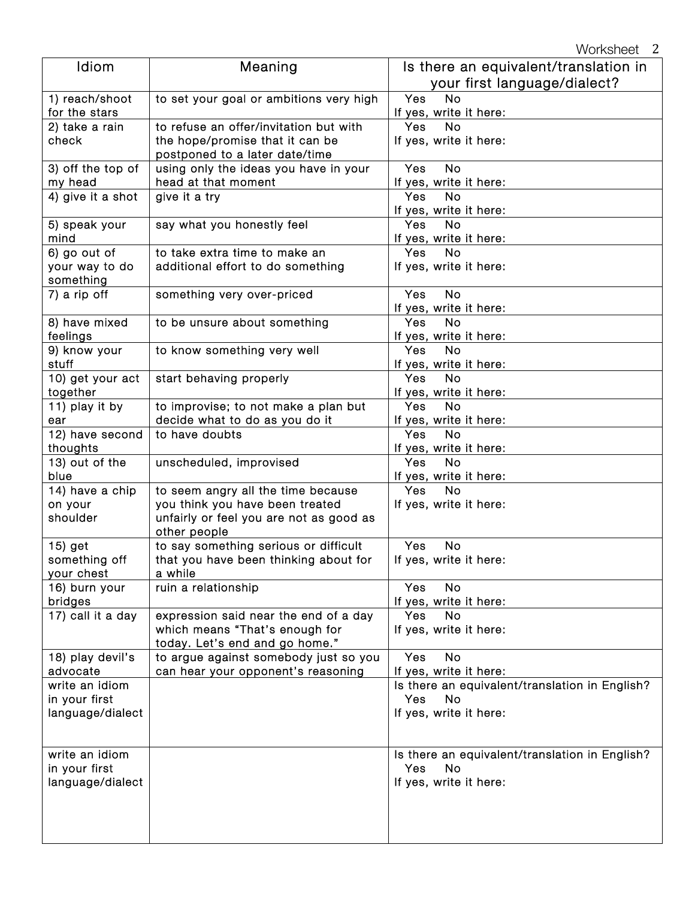Worksheet 2

| Idiom | Meaning | Is there an equivalent/translation in your first language/dialect? |
| --- | --- | --- |
| 1) reach/shoot for the stars | to set your goal or ambitions very high | Yes No<br>If yes, write it here: |
| 2) take a rain check | to refuse an offer/invitation but with the hope/promise that it can be postponed to a later date/time | Yes No<br>If yes, write it here: |
| 3) off the top of my head | using only the ideas you have in your head at that moment | Yes No<br>If yes, write it here: |
| 4) give it a shot | give it a try | Yes No<br>If yes, write it here: |
| 5) speak your mind | say what you honestly feel | Yes No<br>If yes, write it here: |
| 6) go out of your way to do something | to take extra time to make an additional effort to do something | Yes No<br>If yes, write it here: |
| 7) a rip off | something very over-priced | Yes No<br>If yes, write it here: |
| 8) have mixed feelings | to be unsure about something | Yes No<br>If yes, write it here: |
| 9) know your stuff | to know something very well | Yes No<br>If yes, write it here: |
| 10) get your act together | start behaving properly | Yes No<br>If yes, write it here: |
| 11) play it by ear | to improvise; to not make a plan but decide what to do as you do it | Yes No<br>If yes, write it here: |
| 12) have second thoughts | to have doubts | Yes No<br>If yes, write it here: |
| 13) out of the blue | unscheduled, improvised | Yes No<br>If yes, write it here: |
| 14) have a chip on your shoulder | to seem angry all the time because you think you have been treated unfairly or feel you are not as good as other people | Yes No<br>If yes, write it here: |
| 15) get something off your chest | to say something serious or difficult that you have been thinking about for a while | Yes No<br>If yes, write it here: |
| 16) burn your bridges | ruin a relationship | Yes No<br>If yes, write it here: |
| 17) call it a day | expression said near the end of a day which means "That's enough for today. Let's end and go home." | Yes No<br>If yes, write it here: |
| 18) play devil's advocate | to argue against somebody just so you can hear your opponent's reasoning | Yes No<br>If yes, write it here: |
| write an idiom in your first language/dialect | | Is there an equivalent/translation in English?<br>Yes No<br>If yes, write it here: |
| write an idiom in your first language/dialect | | Is there an equivalent/translation in English?<br>Yes No<br>If yes, write it here: |